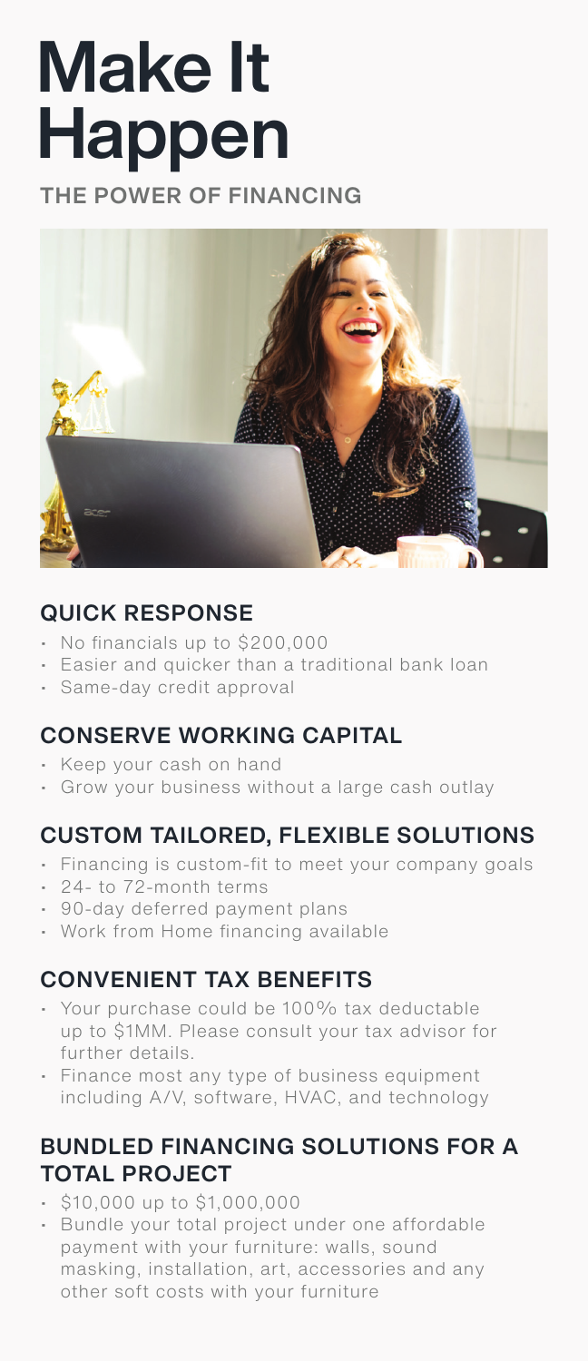# Make It Happen

## THE POWER OF FINANCING

### QUICK RESPONSE

- No financials up to $200,000
- Easier and quicker than a traditional bank loan
- Same-day credit approval

### CONSERVE WORKING CAPITAL

- Keep your cash on hand
- Grow your business without a large cash outlay

### CUSTOM TAILORED, FLEXIBLE SOLUTIONS

- Financing is custom-fit to meet your company goals
- 24- to 72-month terms
- 90-day deferred payment plans
- Work from Home financing available

### CONVENIENT TAX BENEFITS

- Your purchase could be 100% tax deductable up to $1MM. Please consult your tax advisor for further details.
- Finance most any type of business equipment including A/V, software, HVAC, and technology

### BUNDLED FINANCING SOLUTIONS FOR A TOTAL PROJECT

- $10,000 up to $1,000,000
- Bundle your total project under one affordable payment with your furniture: walls, sound masking, installation, art, accessories and any other soft costs with your furniture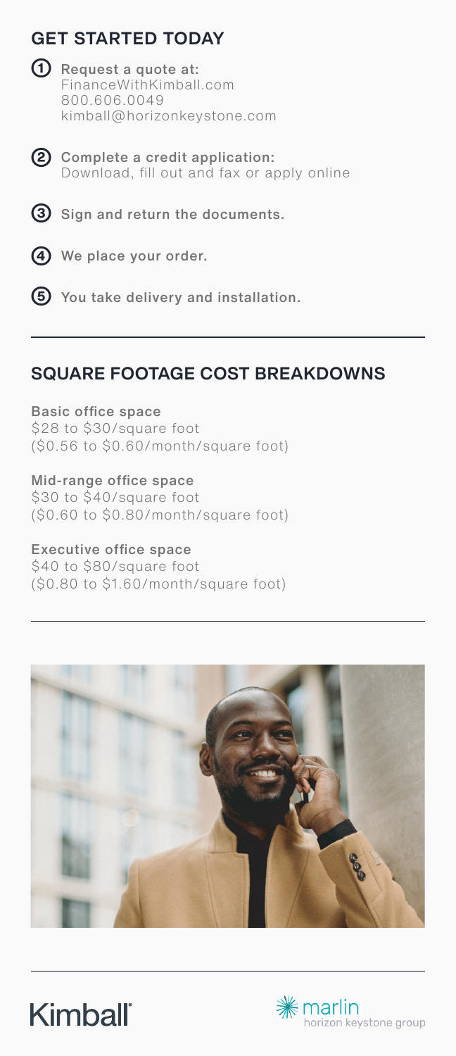## GET STARTED TODAY

1. **Request a quote at:**
   FinanceWithKimball.com
   800.606.0049
   kimball@horizonkeystone.com

2. **Complete a credit application:**
   Download, fill out and fax or apply online

3. **Sign and return the documents.**

4. **We place your order.**

5. **You take delivery and installation.**

---

## SQUARE FOOTAGE COST BREAKDOWNS

**Basic office space**
$28 to $30/square foot
($0.56 to $0.60/month/square foot)

**Mid-range office space**
$30 to $40/square foot
($0.60 to $0.80/month/square foot)

**Executive office space**
$40 to $80/square foot
($0.80 to $1.60/month/square foot)

---

Kimball

marlin
horizon keystone group